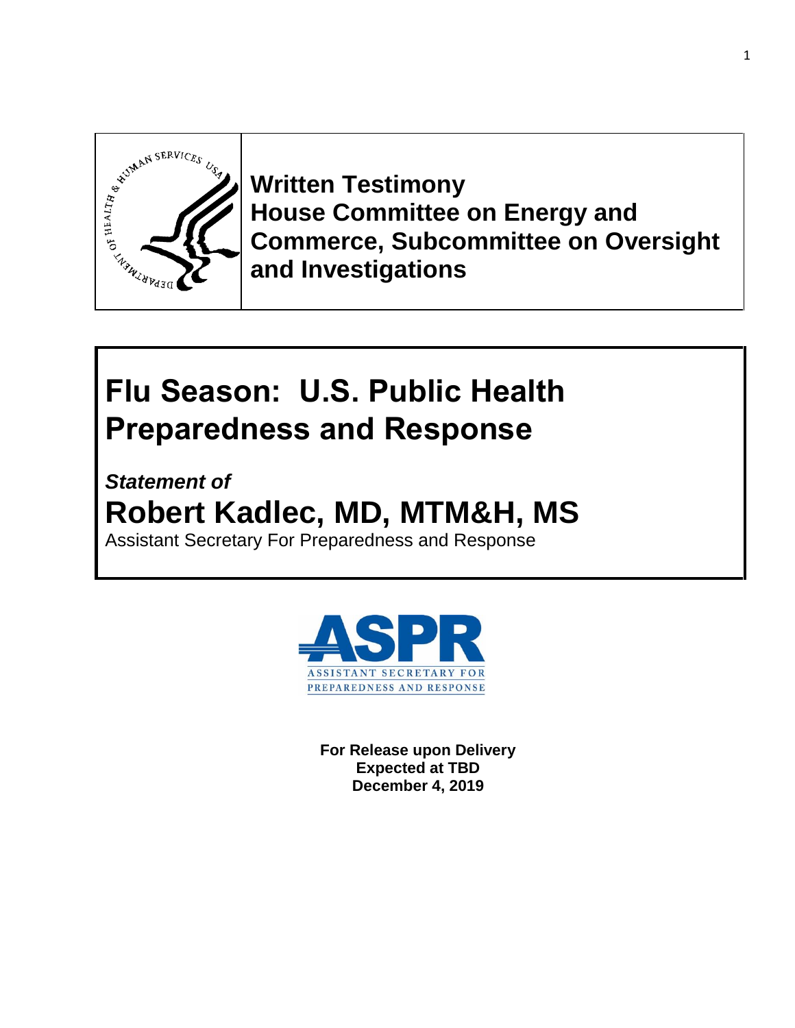**Written Testimony**
**House Committee on Energy and Commerce, Subcommittee on Oversight and Investigations**

# Flu Season: U.S. Public Health Preparedness and Response

***Statement of***

## Robert Kadlec, MD, MTM&H, MS

Assistant Secretary For Preparedness and Response

**For Release upon Delivery**
**Expected at TBD**
**December 4, 2019**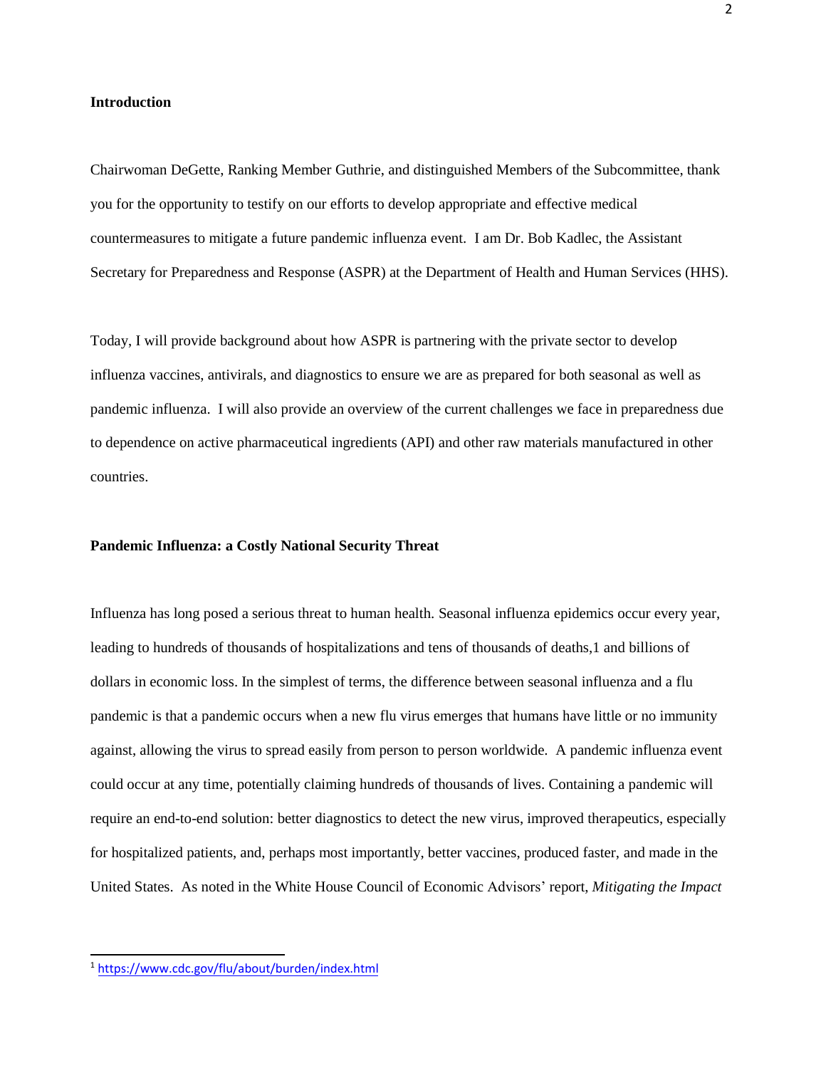**Introduction**

Chairwoman DeGette, Ranking Member Guthrie, and distinguished Members of the Subcommittee, thank you for the opportunity to testify on our efforts to develop appropriate and effective medical countermeasures to mitigate a future pandemic influenza event. I am Dr. Bob Kadlec, the Assistant Secretary for Preparedness and Response (ASPR) at the Department of Health and Human Services (HHS).

Today, I will provide background about how ASPR is partnering with the private sector to develop influenza vaccines, antivirals, and diagnostics to ensure we are as prepared for both seasonal as well as pandemic influenza. I will also provide an overview of the current challenges we face in preparedness due to dependence on active pharmaceutical ingredients (API) and other raw materials manufactured in other countries.

**Pandemic Influenza: a Costly National Security Threat**

Influenza has long posed a serious threat to human health. Seasonal influenza epidemics occur every year, leading to hundreds of thousands of hospitalizations and tens of thousands of deaths,1 and billions of dollars in economic loss. In the simplest of terms, the difference between seasonal influenza and a flu pandemic is that a pandemic occurs when a new flu virus emerges that humans have little or no immunity against, allowing the virus to spread easily from person to person worldwide. A pandemic influenza event could occur at any time, potentially claiming hundreds of thousands of lives. Containing a pandemic will require an end-to-end solution: better diagnostics to detect the new virus, improved therapeutics, especially for hospitalized patients, and, perhaps most importantly, better vaccines, produced faster, and made in the United States. As noted in the White House Council of Economic Advisors' report, *Mitigating the Impact*

[1] https://www.cdc.gov/flu/about/burden/index.html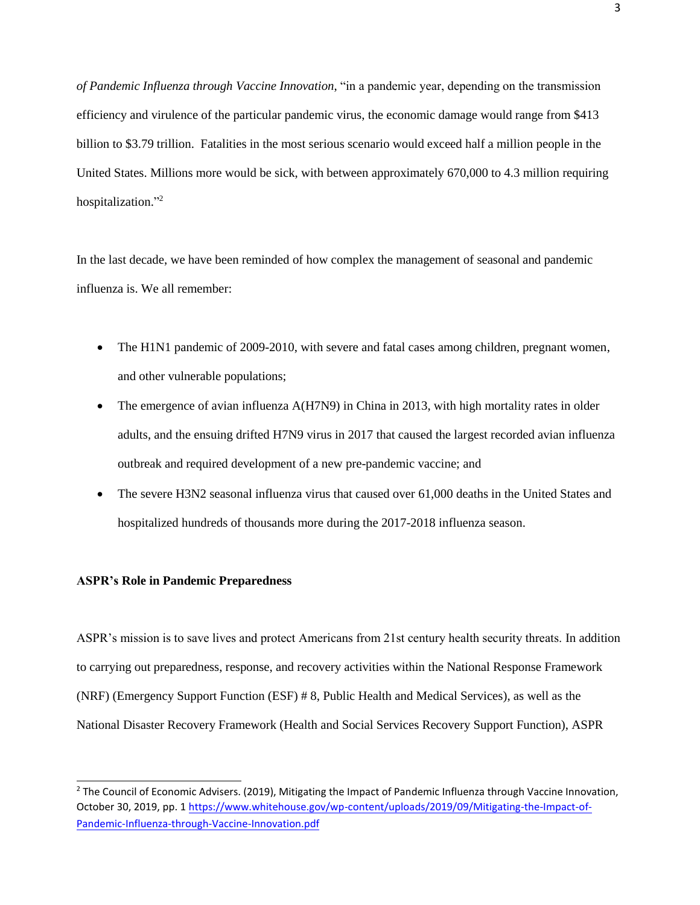*of Pandemic Influenza through Vaccine Innovation*, "in a pandemic year, depending on the transmission efficiency and virulence of the particular pandemic virus, the economic damage would range from $413 billion to $3.79 trillion. Fatalities in the most serious scenario would exceed half a million people in the United States. Millions more would be sick, with between approximately 670,000 to 4.3 million requiring hospitalization."[2]

In the last decade, we have been reminded of how complex the management of seasonal and pandemic influenza is. We all remember:

- The H1N1 pandemic of 2009-2010, with severe and fatal cases among children, pregnant women, and other vulnerable populations;
- The emergence of avian influenza A(H7N9) in China in 2013, with high mortality rates in older adults, and the ensuing drifted H7N9 virus in 2017 that caused the largest recorded avian influenza outbreak and required development of a new pre-pandemic vaccine; and
- The severe H3N2 seasonal influenza virus that caused over 61,000 deaths in the United States and hospitalized hundreds of thousands more during the 2017-2018 influenza season.

**ASPR's Role in Pandemic Preparedness**

ASPR's mission is to save lives and protect Americans from 21st century health security threats. In addition to carrying out preparedness, response, and recovery activities within the National Response Framework (NRF) (Emergency Support Function (ESF) # 8, Public Health and Medical Services), as well as the National Disaster Recovery Framework (Health and Social Services Recovery Support Function), ASPR

[2] The Council of Economic Advisers. (2019), Mitigating the Impact of Pandemic Influenza through Vaccine Innovation, October 30, 2019, pp. 1 https://www.whitehouse.gov/wp-content/uploads/2019/09/Mitigating-the-Impact-of-Pandemic-Influenza-through-Vaccine-Innovation.pdf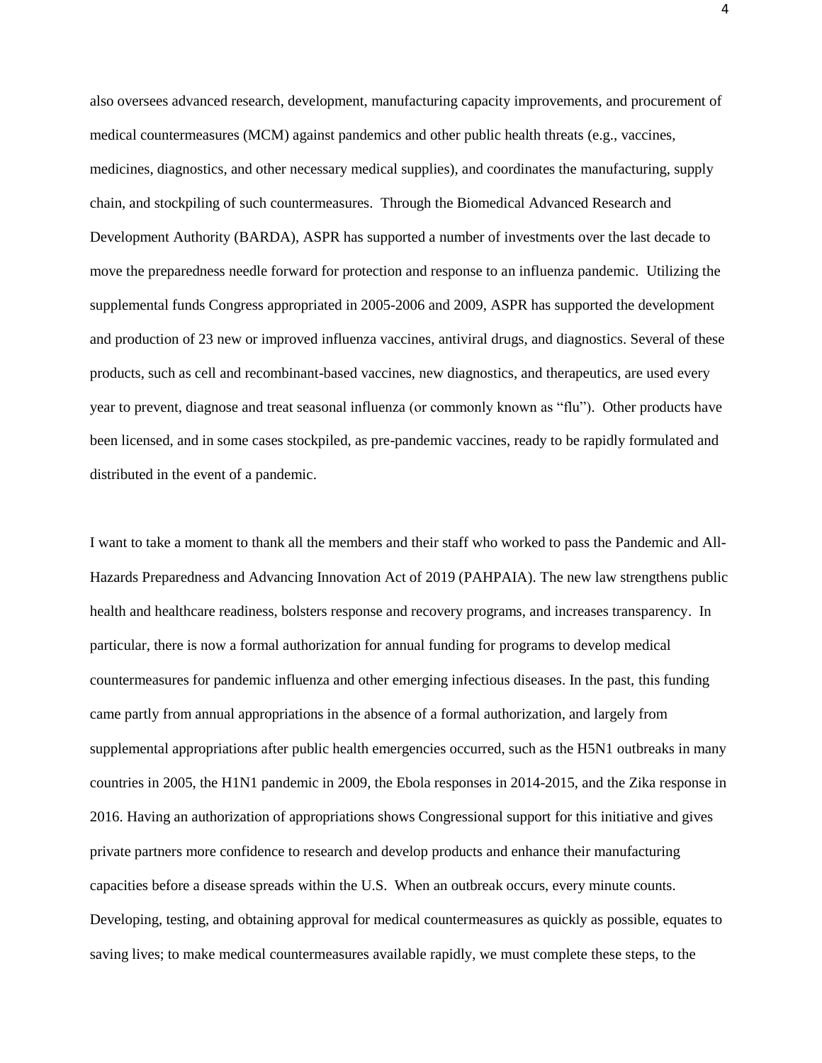also oversees advanced research, development, manufacturing capacity improvements, and procurement of medical countermeasures (MCM) against pandemics and other public health threats (e.g., vaccines, medicines, diagnostics, and other necessary medical supplies), and coordinates the manufacturing, supply chain, and stockpiling of such countermeasures. Through the Biomedical Advanced Research and Development Authority (BARDA), ASPR has supported a number of investments over the last decade to move the preparedness needle forward for protection and response to an influenza pandemic. Utilizing the supplemental funds Congress appropriated in 2005-2006 and 2009, ASPR has supported the development and production of 23 new or improved influenza vaccines, antiviral drugs, and diagnostics. Several of these products, such as cell and recombinant-based vaccines, new diagnostics, and therapeutics, are used every year to prevent, diagnose and treat seasonal influenza (or commonly known as "flu"). Other products have been licensed, and in some cases stockpiled, as pre-pandemic vaccines, ready to be rapidly formulated and distributed in the event of a pandemic.

I want to take a moment to thank all the members and their staff who worked to pass the Pandemic and All-Hazards Preparedness and Advancing Innovation Act of 2019 (PAHPAIA). The new law strengthens public health and healthcare readiness, bolsters response and recovery programs, and increases transparency. In particular, there is now a formal authorization for annual funding for programs to develop medical countermeasures for pandemic influenza and other emerging infectious diseases. In the past, this funding came partly from annual appropriations in the absence of a formal authorization, and largely from supplemental appropriations after public health emergencies occurred, such as the H5N1 outbreaks in many countries in 2005, the H1N1 pandemic in 2009, the Ebola responses in 2014-2015, and the Zika response in 2016. Having an authorization of appropriations shows Congressional support for this initiative and gives private partners more confidence to research and develop products and enhance their manufacturing capacities before a disease spreads within the U.S. When an outbreak occurs, every minute counts. Developing, testing, and obtaining approval for medical countermeasures as quickly as possible, equates to saving lives; to make medical countermeasures available rapidly, we must complete these steps, to the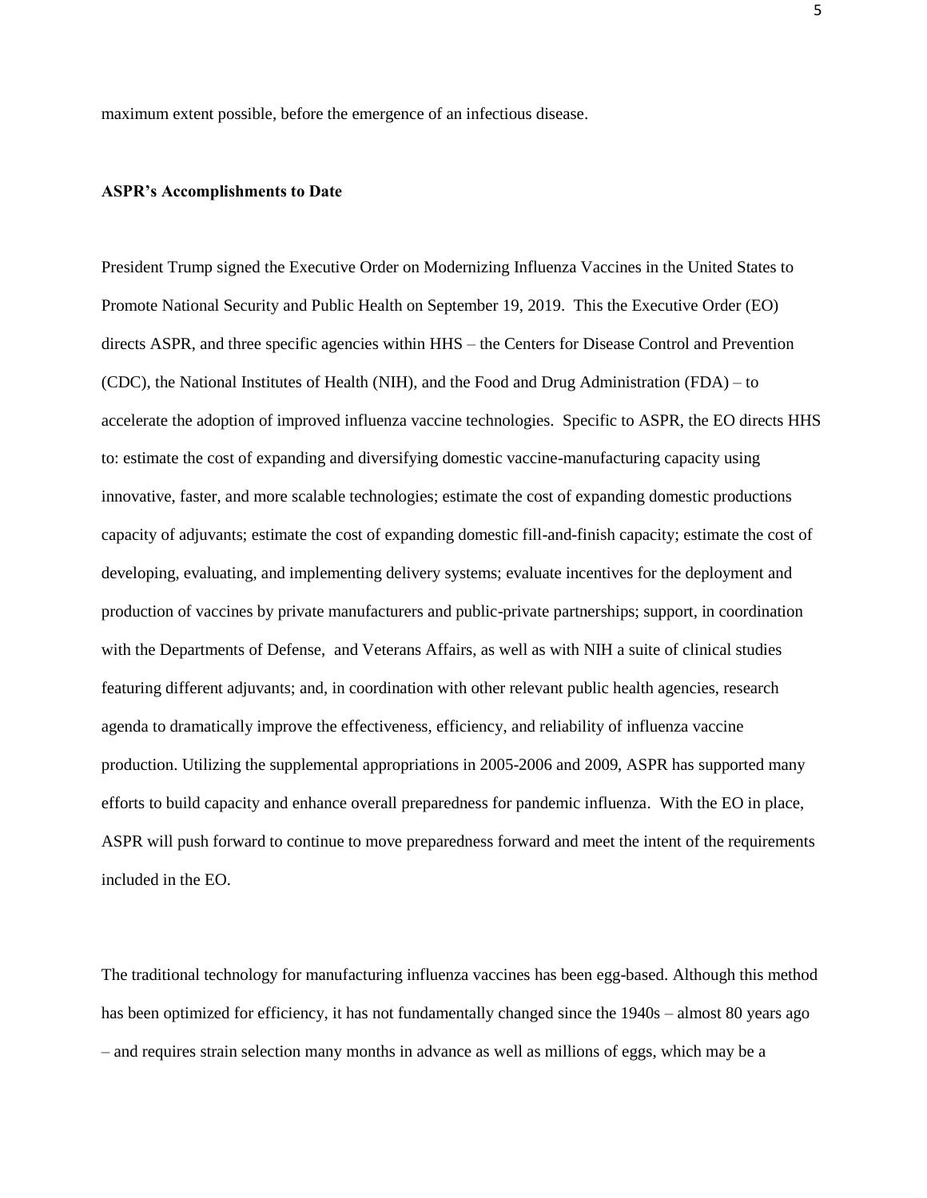maximum extent possible, before the emergence of an infectious disease.

**ASPR's Accomplishments to Date**

President Trump signed the Executive Order on Modernizing Influenza Vaccines in the United States to Promote National Security and Public Health on September 19, 2019. This the Executive Order (EO) directs ASPR, and three specific agencies within HHS – the Centers for Disease Control and Prevention (CDC), the National Institutes of Health (NIH), and the Food and Drug Administration (FDA) – to accelerate the adoption of improved influenza vaccine technologies. Specific to ASPR, the EO directs HHS to: estimate the cost of expanding and diversifying domestic vaccine-manufacturing capacity using innovative, faster, and more scalable technologies; estimate the cost of expanding domestic productions capacity of adjuvants; estimate the cost of expanding domestic fill-and-finish capacity; estimate the cost of developing, evaluating, and implementing delivery systems; evaluate incentives for the deployment and production of vaccines by private manufacturers and public-private partnerships; support, in coordination with the Departments of Defense, and Veterans Affairs, as well as with NIH a suite of clinical studies featuring different adjuvants; and, in coordination with other relevant public health agencies, research agenda to dramatically improve the effectiveness, efficiency, and reliability of influenza vaccine production. Utilizing the supplemental appropriations in 2005-2006 and 2009, ASPR has supported many efforts to build capacity and enhance overall preparedness for pandemic influenza. With the EO in place, ASPR will push forward to continue to move preparedness forward and meet the intent of the requirements included in the EO.

The traditional technology for manufacturing influenza vaccines has been egg-based. Although this method has been optimized for efficiency, it has not fundamentally changed since the 1940s – almost 80 years ago – and requires strain selection many months in advance as well as millions of eggs, which may be a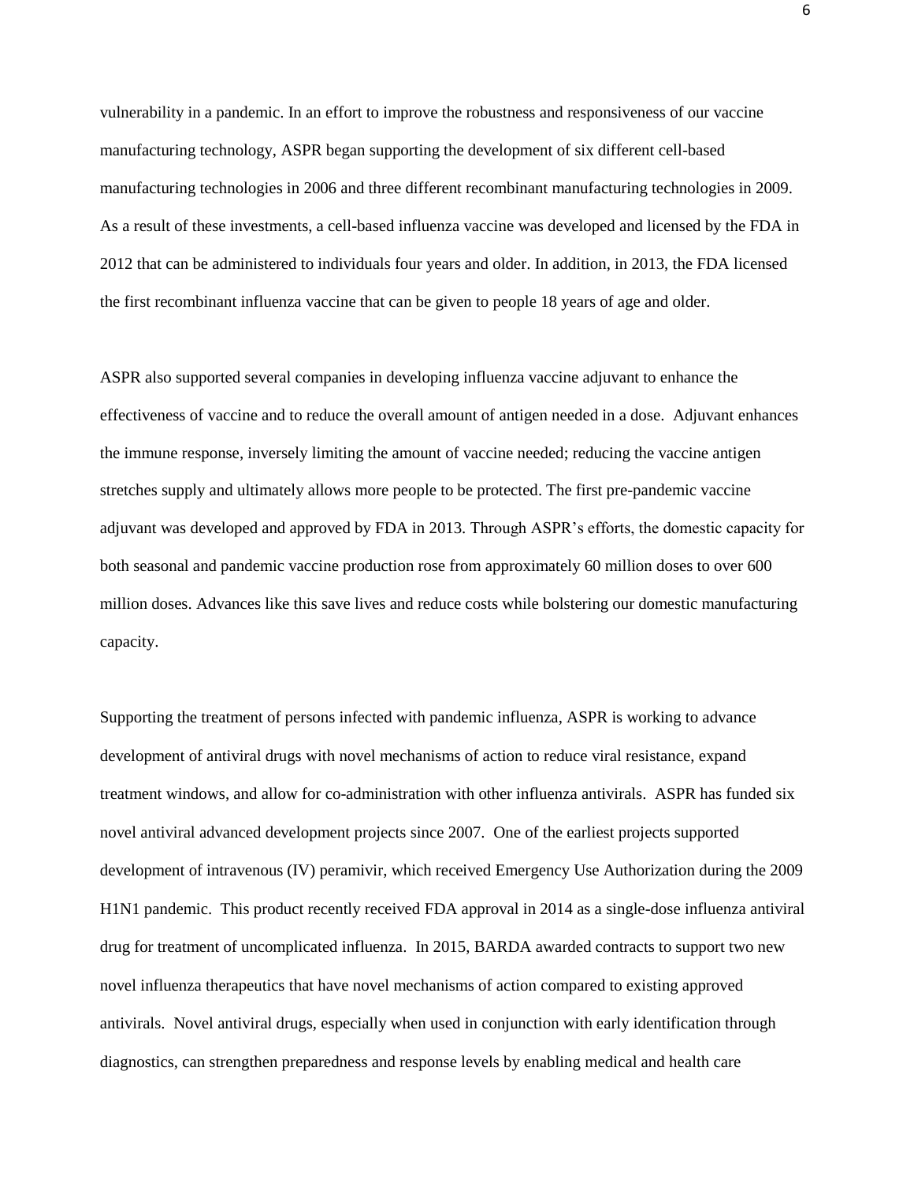vulnerability in a pandemic. In an effort to improve the robustness and responsiveness of our vaccine manufacturing technology, ASPR began supporting the development of six different cell-based manufacturing technologies in 2006 and three different recombinant manufacturing technologies in 2009. As a result of these investments, a cell-based influenza vaccine was developed and licensed by the FDA in 2012 that can be administered to individuals four years and older. In addition, in 2013, the FDA licensed the first recombinant influenza vaccine that can be given to people 18 years of age and older.

ASPR also supported several companies in developing influenza vaccine adjuvant to enhance the effectiveness of vaccine and to reduce the overall amount of antigen needed in a dose. Adjuvant enhances the immune response, inversely limiting the amount of vaccine needed; reducing the vaccine antigen stretches supply and ultimately allows more people to be protected. The first pre-pandemic vaccine adjuvant was developed and approved by FDA in 2013. Through ASPR's efforts, the domestic capacity for both seasonal and pandemic vaccine production rose from approximately 60 million doses to over 600 million doses. Advances like this save lives and reduce costs while bolstering our domestic manufacturing capacity.

Supporting the treatment of persons infected with pandemic influenza, ASPR is working to advance development of antiviral drugs with novel mechanisms of action to reduce viral resistance, expand treatment windows, and allow for co-administration with other influenza antivirals. ASPR has funded six novel antiviral advanced development projects since 2007. One of the earliest projects supported development of intravenous (IV) peramivir, which received Emergency Use Authorization during the 2009 H1N1 pandemic. This product recently received FDA approval in 2014 as a single-dose influenza antiviral drug for treatment of uncomplicated influenza. In 2015, BARDA awarded contracts to support two new novel influenza therapeutics that have novel mechanisms of action compared to existing approved antivirals. Novel antiviral drugs, especially when used in conjunction with early identification through diagnostics, can strengthen preparedness and response levels by enabling medical and health care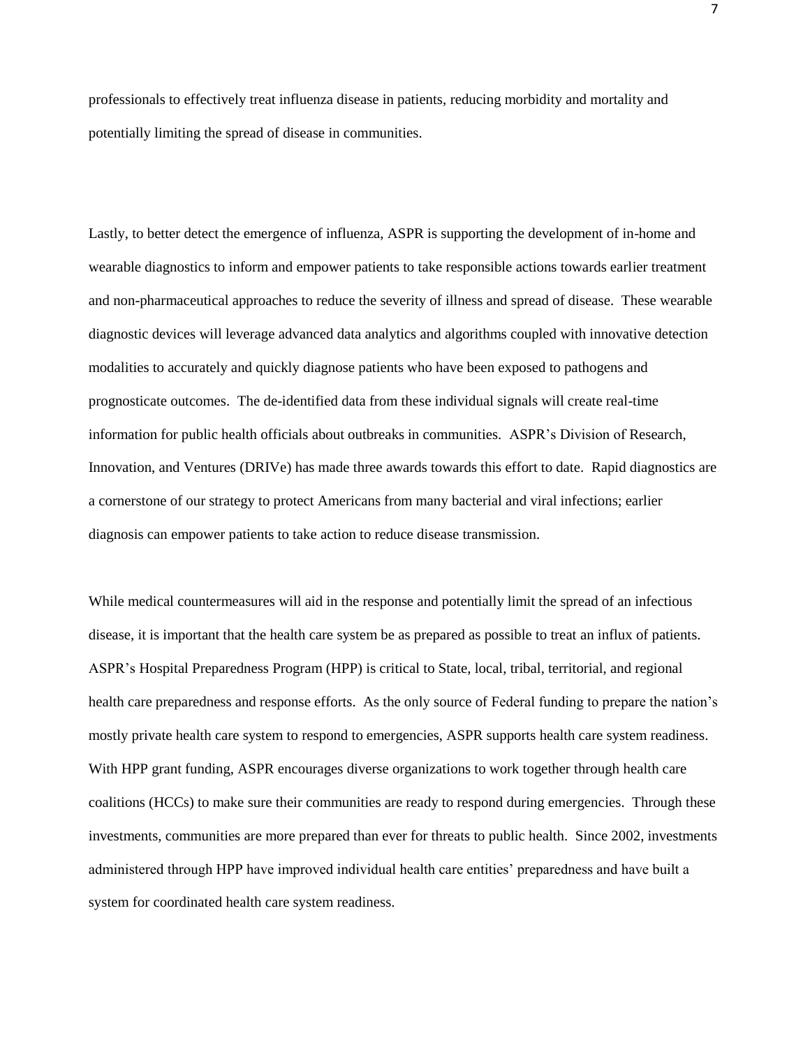professionals to effectively treat influenza disease in patients, reducing morbidity and mortality and potentially limiting the spread of disease in communities.

Lastly, to better detect the emergence of influenza, ASPR is supporting the development of in-home and wearable diagnostics to inform and empower patients to take responsible actions towards earlier treatment and non-pharmaceutical approaches to reduce the severity of illness and spread of disease. These wearable diagnostic devices will leverage advanced data analytics and algorithms coupled with innovative detection modalities to accurately and quickly diagnose patients who have been exposed to pathogens and prognosticate outcomes. The de-identified data from these individual signals will create real-time information for public health officials about outbreaks in communities. ASPR's Division of Research, Innovation, and Ventures (DRIVe) has made three awards towards this effort to date. Rapid diagnostics are a cornerstone of our strategy to protect Americans from many bacterial and viral infections; earlier diagnosis can empower patients to take action to reduce disease transmission.

While medical countermeasures will aid in the response and potentially limit the spread of an infectious disease, it is important that the health care system be as prepared as possible to treat an influx of patients. ASPR's Hospital Preparedness Program (HPP) is critical to State, local, tribal, territorial, and regional health care preparedness and response efforts. As the only source of Federal funding to prepare the nation's mostly private health care system to respond to emergencies, ASPR supports health care system readiness. With HPP grant funding, ASPR encourages diverse organizations to work together through health care coalitions (HCCs) to make sure their communities are ready to respond during emergencies. Through these investments, communities are more prepared than ever for threats to public health. Since 2002, investments administered through HPP have improved individual health care entities' preparedness and have built a system for coordinated health care system readiness.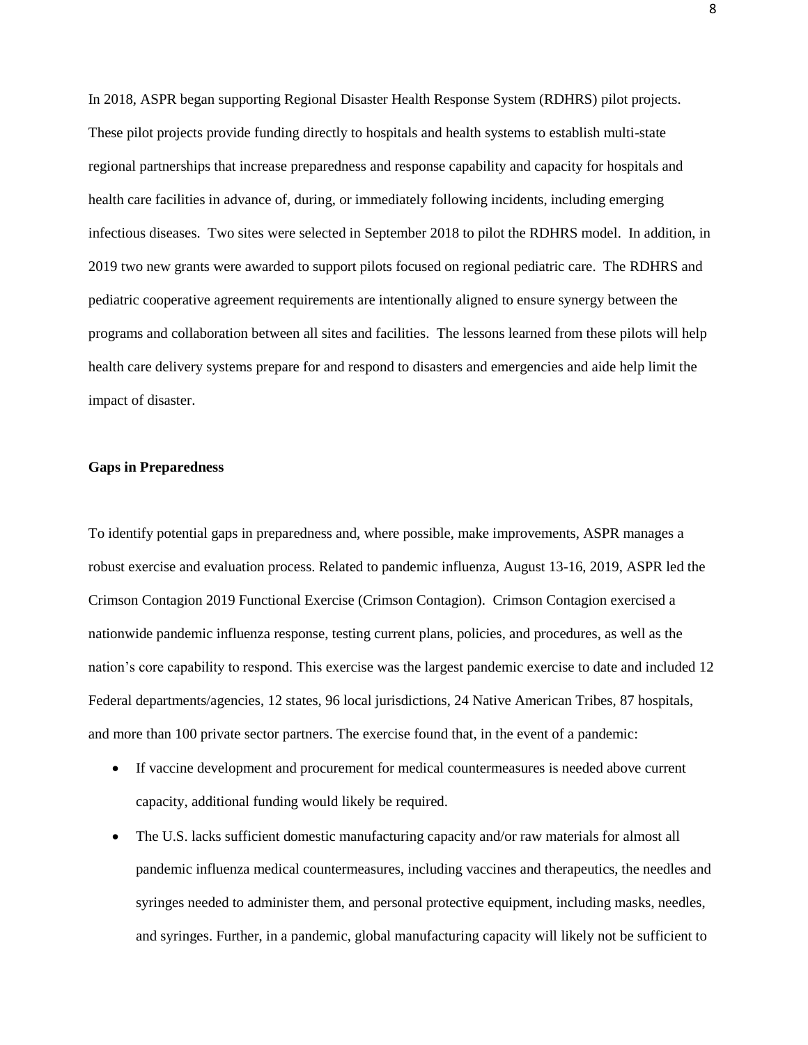In 2018, ASPR began supporting Regional Disaster Health Response System (RDHRS) pilot projects. These pilot projects provide funding directly to hospitals and health systems to establish multi-state regional partnerships that increase preparedness and response capability and capacity for hospitals and health care facilities in advance of, during, or immediately following incidents, including emerging infectious diseases. Two sites were selected in September 2018 to pilot the RDHRS model. In addition, in 2019 two new grants were awarded to support pilots focused on regional pediatric care. The RDHRS and pediatric cooperative agreement requirements are intentionally aligned to ensure synergy between the programs and collaboration between all sites and facilities. The lessons learned from these pilots will help health care delivery systems prepare for and respond to disasters and emergencies and aide help limit the impact of disaster.

**Gaps in Preparedness**

To identify potential gaps in preparedness and, where possible, make improvements, ASPR manages a robust exercise and evaluation process. Related to pandemic influenza, August 13-16, 2019, ASPR led the Crimson Contagion 2019 Functional Exercise (Crimson Contagion). Crimson Contagion exercised a nationwide pandemic influenza response, testing current plans, policies, and procedures, as well as the nation's core capability to respond. This exercise was the largest pandemic exercise to date and included 12 Federal departments/agencies, 12 states, 96 local jurisdictions, 24 Native American Tribes, 87 hospitals, and more than 100 private sector partners. The exercise found that, in the event of a pandemic:

- If vaccine development and procurement for medical countermeasures is needed above current capacity, additional funding would likely be required.
- The U.S. lacks sufficient domestic manufacturing capacity and/or raw materials for almost all pandemic influenza medical countermeasures, including vaccines and therapeutics, the needles and syringes needed to administer them, and personal protective equipment, including masks, needles, and syringes. Further, in a pandemic, global manufacturing capacity will likely not be sufficient to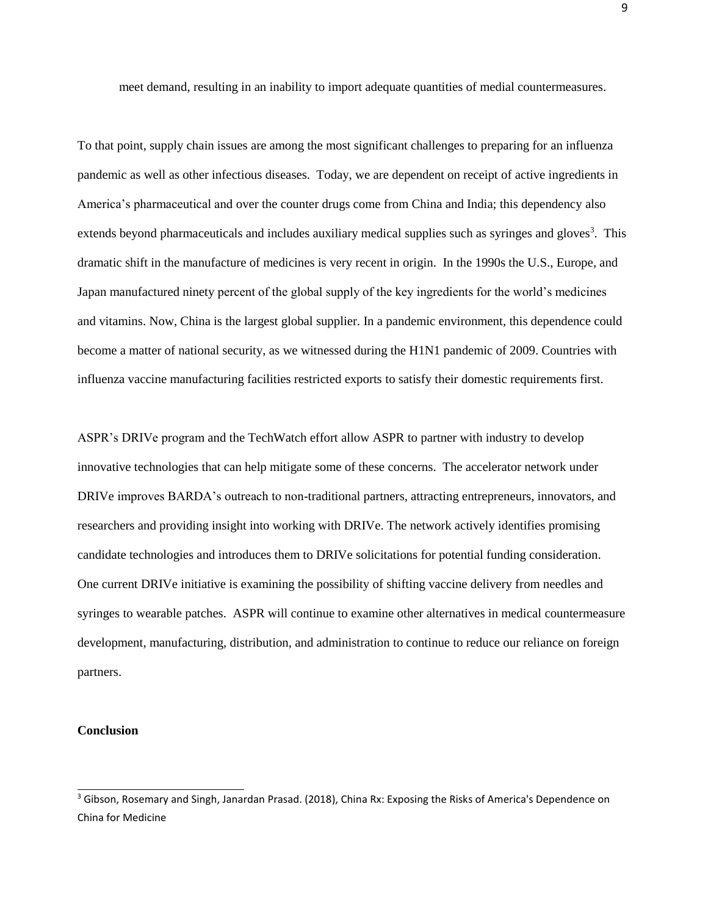meet demand, resulting in an inability to import adequate quantities of medial countermeasures.

To that point, supply chain issues are among the most significant challenges to preparing for an influenza pandemic as well as other infectious diseases. Today, we are dependent on receipt of active ingredients in America's pharmaceutical and over the counter drugs come from China and India; this dependency also extends beyond pharmaceuticals and includes auxiliary medical supplies such as syringes and gloves[3]. This dramatic shift in the manufacture of medicines is very recent in origin. In the 1990s the U.S., Europe, and Japan manufactured ninety percent of the global supply of the key ingredients for the world's medicines and vitamins. Now, China is the largest global supplier. In a pandemic environment, this dependence could become a matter of national security, as we witnessed during the H1N1 pandemic of 2009. Countries with influenza vaccine manufacturing facilities restricted exports to satisfy their domestic requirements first.

ASPR's DRIVe program and the TechWatch effort allow ASPR to partner with industry to develop innovative technologies that can help mitigate some of these concerns. The accelerator network under DRIVe improves BARDA's outreach to non-traditional partners, attracting entrepreneurs, innovators, and researchers and providing insight into working with DRIVe. The network actively identifies promising candidate technologies and introduces them to DRIVe solicitations for potential funding consideration. One current DRIVe initiative is examining the possibility of shifting vaccine delivery from needles and syringes to wearable patches. ASPR will continue to examine other alternatives in medical countermeasure development, manufacturing, distribution, and administration to continue to reduce our reliance on foreign partners.

**Conclusion**

[3] Gibson, Rosemary and Singh, Janardan Prasad. (2018), China Rx: Exposing the Risks of America's Dependence on China for Medicine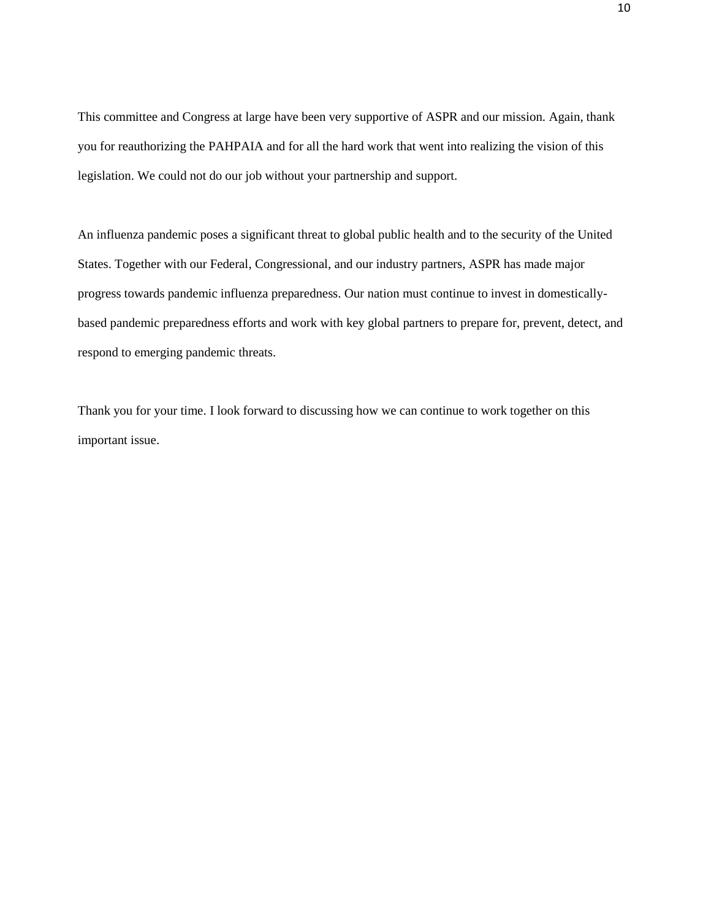This committee and Congress at large have been very supportive of ASPR and our mission. Again, thank you for reauthorizing the PAHPAIA and for all the hard work that went into realizing the vision of this legislation. We could not do our job without your partnership and support.

An influenza pandemic poses a significant threat to global public health and to the security of the United States. Together with our Federal, Congressional, and our industry partners, ASPR has made major progress towards pandemic influenza preparedness. Our nation must continue to invest in domestically-based pandemic preparedness efforts and work with key global partners to prepare for, prevent, detect, and respond to emerging pandemic threats.

Thank you for your time. I look forward to discussing how we can continue to work together on this important issue.